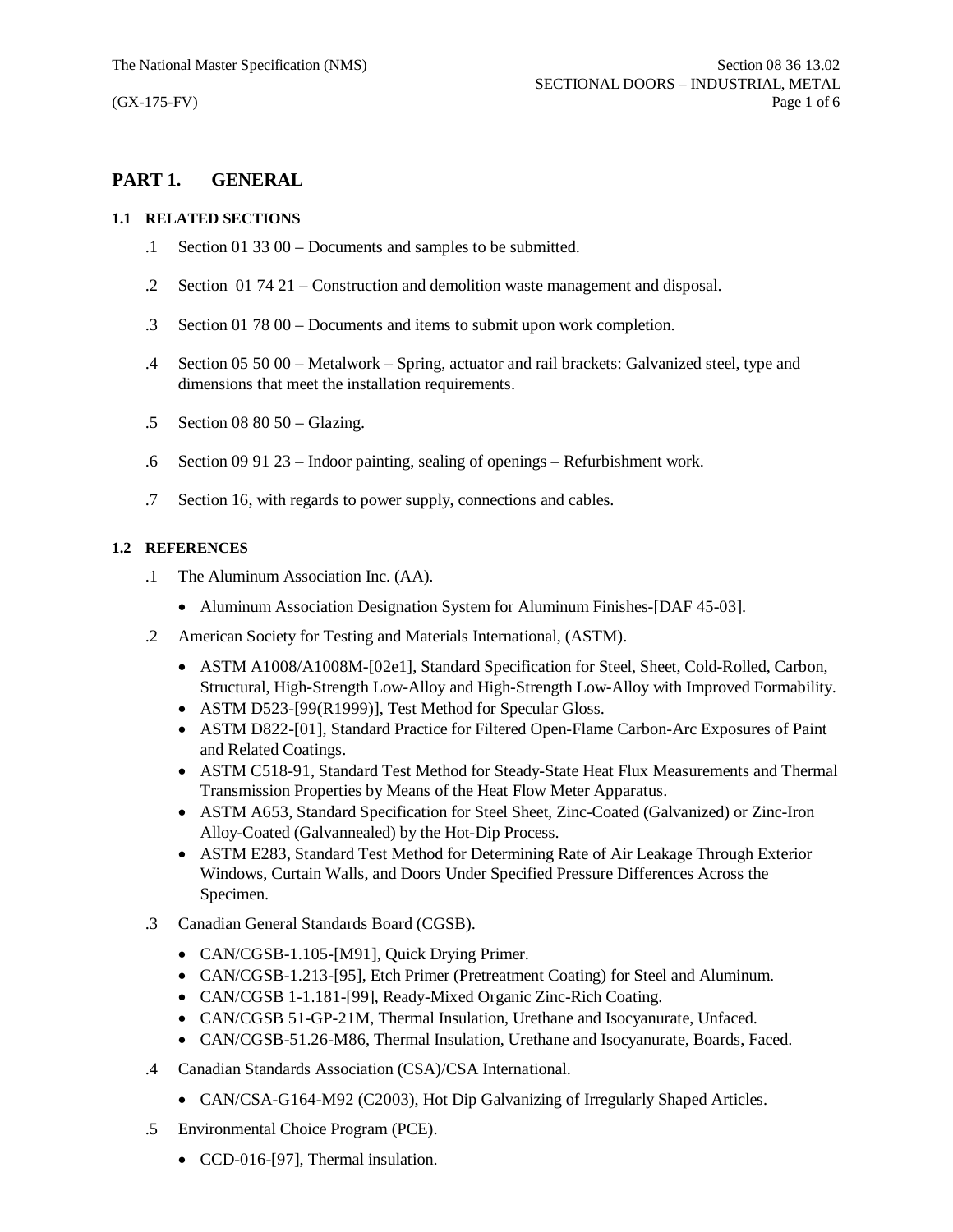# PART 1. GENERAL

## 1.1 RELATED SECTIONS

.1 Section 01 33 00 – Documents and samples to be submitted.

.2 Section 01 74 21 – Construction and demolition waste management and disposal.

.3 Section 01 78 00 – Documents and items to submit upon work completion.

.4 Section 05 50 00 – Metalwork – Spring, actuator and rail brackets: Galvanized steel, type and dimensions that meet the installation requirements.

.5 Section 08 80 50 – Glazing.

.6 Section 09 91 23 – Indoor painting, sealing of openings – Refurbishment work.

.7 Section 16, with regards to power supply, connections and cables.

## 1.2 REFERENCES

.1 The Aluminum Association Inc. (AA).

- Aluminum Association Designation System for Aluminum Finishes-[DAF 45-03].

.2 American Society for Testing and Materials International, (ASTM).

- ASTM A1008/A1008M-[02e1], Standard Specification for Steel, Sheet, Cold-Rolled, Carbon, Structural, High-Strength Low-Alloy and High-Strength Low-Alloy with Improved Formability.
- ASTM D523-[99(R1999)], Test Method for Specular Gloss.
- ASTM D822-[01], Standard Practice for Filtered Open-Flame Carbon-Arc Exposures of Paint and Related Coatings.
- ASTM C518-91, Standard Test Method for Steady-State Heat Flux Measurements and Thermal Transmission Properties by Means of the Heat Flow Meter Apparatus.
- ASTM A653, Standard Specification for Steel Sheet, Zinc-Coated (Galvanized) or Zinc-Iron Alloy-Coated (Galvannealed) by the Hot-Dip Process.
- ASTM E283, Standard Test Method for Determining Rate of Air Leakage Through Exterior Windows, Curtain Walls, and Doors Under Specified Pressure Differences Across the Specimen.

.3 Canadian General Standards Board (CGSB).

- CAN/CGSB-1.105-[M91], Quick Drying Primer.
- CAN/CGSB-1.213-[95], Etch Primer (Pretreatment Coating) for Steel and Aluminum.
- CAN/CGSB 1-1.181-[99], Ready-Mixed Organic Zinc-Rich Coating.
- CAN/CGSB 51-GP-21M, Thermal Insulation, Urethane and Isocyanurate, Unfaced.
- CAN/CGSB-51.26-M86, Thermal Insulation, Urethane and Isocyanurate, Boards, Faced.

.4 Canadian Standards Association (CSA)/CSA International.

- CAN/CSA-G164-M92 (C2003), Hot Dip Galvanizing of Irregularly Shaped Articles.

.5 Environmental Choice Program (PCE).

- CCD-016-[97], Thermal insulation.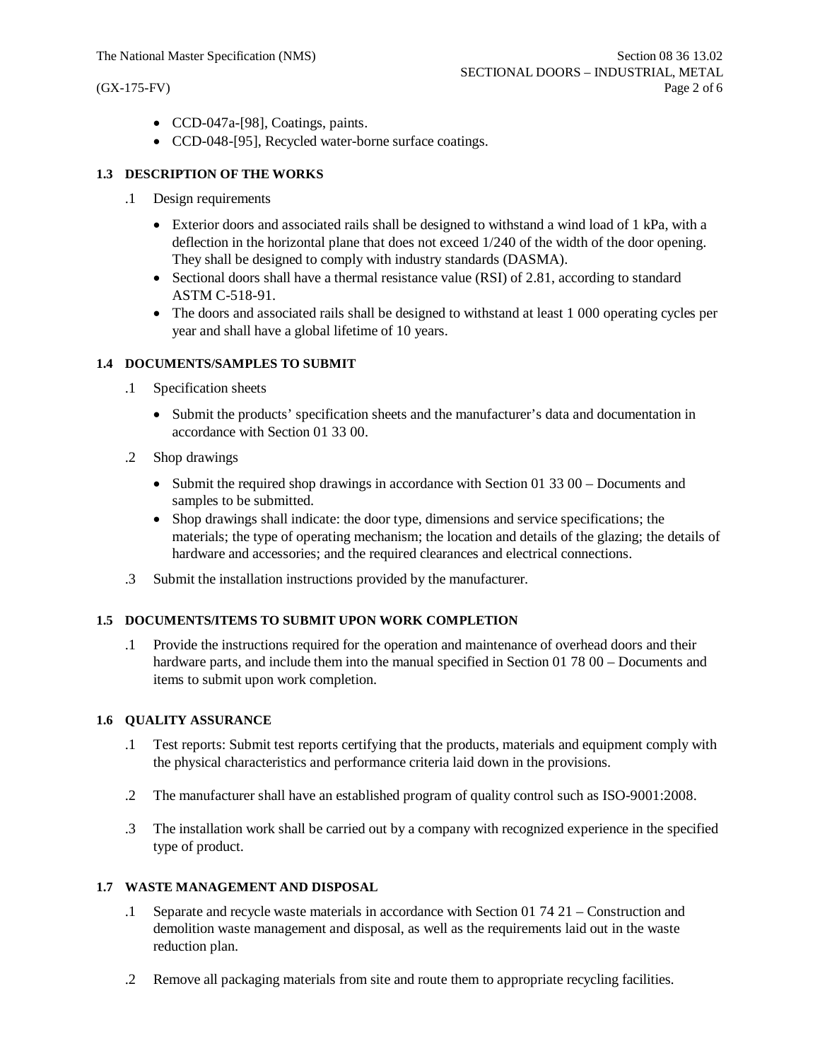- CCD-047a-[98], Coatings, paints.
- CCD-048-[95], Recycled water-borne surface coatings.

### 1.3 DESCRIPTION OF THE WORKS

.1 Design requirements

- Exterior doors and associated rails shall be designed to withstand a wind load of 1 kPa, with a deflection in the horizontal plane that does not exceed 1/240 of the width of the door opening. They shall be designed to comply with industry standards (DASMA).
- Sectional doors shall have a thermal resistance value (RSI) of 2.81, according to standard ASTM C-518-91.
- The doors and associated rails shall be designed to withstand at least 1 000 operating cycles per year and shall have a global lifetime of 10 years.

### 1.4 DOCUMENTS/SAMPLES TO SUBMIT

.1 Specification sheets

- Submit the products' specification sheets and the manufacturer's data and documentation in accordance with Section 01 33 00.

.2 Shop drawings

- Submit the required shop drawings in accordance with Section 01 33 00 – Documents and samples to be submitted.
- Shop drawings shall indicate: the door type, dimensions and service specifications; the materials; the type of operating mechanism; the location and details of the glazing; the details of hardware and accessories; and the required clearances and electrical connections.

.3 Submit the installation instructions provided by the manufacturer.

### 1.5 DOCUMENTS/ITEMS TO SUBMIT UPON WORK COMPLETION

.1 Provide the instructions required for the operation and maintenance of overhead doors and their hardware parts, and include them into the manual specified in Section 01 78 00 – Documents and items to submit upon work completion.

### 1.6 QUALITY ASSURANCE

.1 Test reports: Submit test reports certifying that the products, materials and equipment comply with the physical characteristics and performance criteria laid down in the provisions.

.2 The manufacturer shall have an established program of quality control such as ISO-9001:2008.

.3 The installation work shall be carried out by a company with recognized experience in the specified type of product.

### 1.7 WASTE MANAGEMENT AND DISPOSAL

.1 Separate and recycle waste materials in accordance with Section 01 74 21 – Construction and demolition waste management and disposal, as well as the requirements laid out in the waste reduction plan.

.2 Remove all packaging materials from site and route them to appropriate recycling facilities.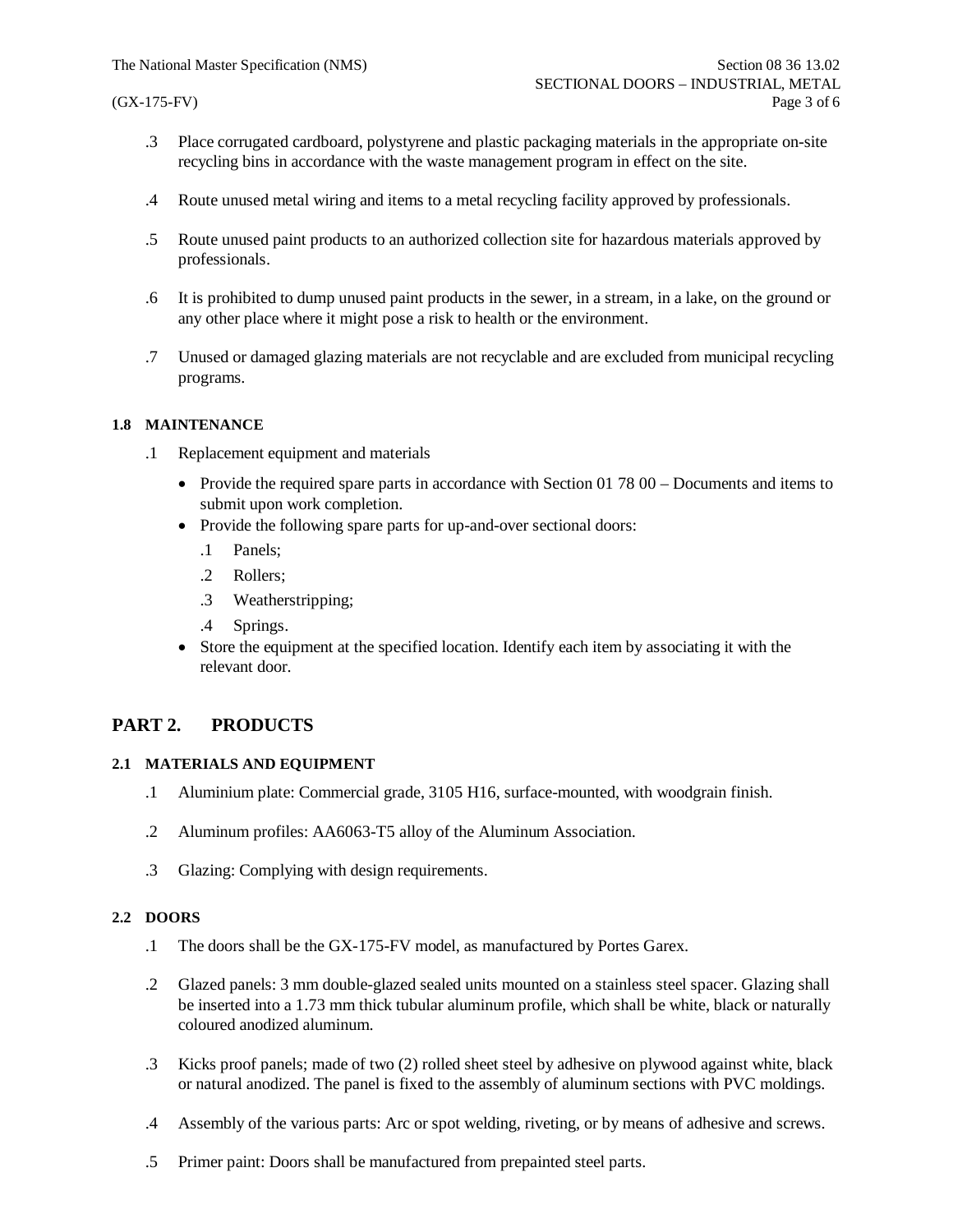.3 Place corrugated cardboard, polystyrene and plastic packaging materials in the appropriate on-site recycling bins in accordance with the waste management program in effect on the site.

.4 Route unused metal wiring and items to a metal recycling facility approved by professionals.

.5 Route unused paint products to an authorized collection site for hazardous materials approved by professionals.

.6 It is prohibited to dump unused paint products in the sewer, in a stream, in a lake, on the ground or any other place where it might pose a risk to health or the environment.

.7 Unused or damaged glazing materials are not recyclable and are excluded from municipal recycling programs.

### 1.8 MAINTENANCE

.1 Replacement equipment and materials

- Provide the required spare parts in accordance with Section 01 78 00 – Documents and items to submit upon work completion.
- Provide the following spare parts for up-and-over sectional doors:
  - .1 Panels;
  - .2 Rollers;
  - .3 Weatherstripping;
  - .4 Springs.
- Store the equipment at the specified location. Identify each item by associating it with the relevant door.

## PART 2. PRODUCTS

### 2.1 MATERIALS AND EQUIPMENT

.1 Aluminium plate: Commercial grade, 3105 H16, surface-mounted, with woodgrain finish.

.2 Aluminum profiles: AA6063-T5 alloy of the Aluminum Association.

.3 Glazing: Complying with design requirements.

### 2.2 DOORS

.1 The doors shall be the GX-175-FV model, as manufactured by Portes Garex.

.2 Glazed panels: 3 mm double-glazed sealed units mounted on a stainless steel spacer. Glazing shall be inserted into a 1.73 mm thick tubular aluminum profile, which shall be white, black or naturally coloured anodized aluminum.

.3 Kicks proof panels; made of two (2) rolled sheet steel by adhesive on plywood against white, black or natural anodized. The panel is fixed to the assembly of aluminum sections with PVC moldings.

.4 Assembly of the various parts: Arc or spot welding, riveting, or by means of adhesive and screws.

.5 Primer paint: Doors shall be manufactured from prepainted steel parts.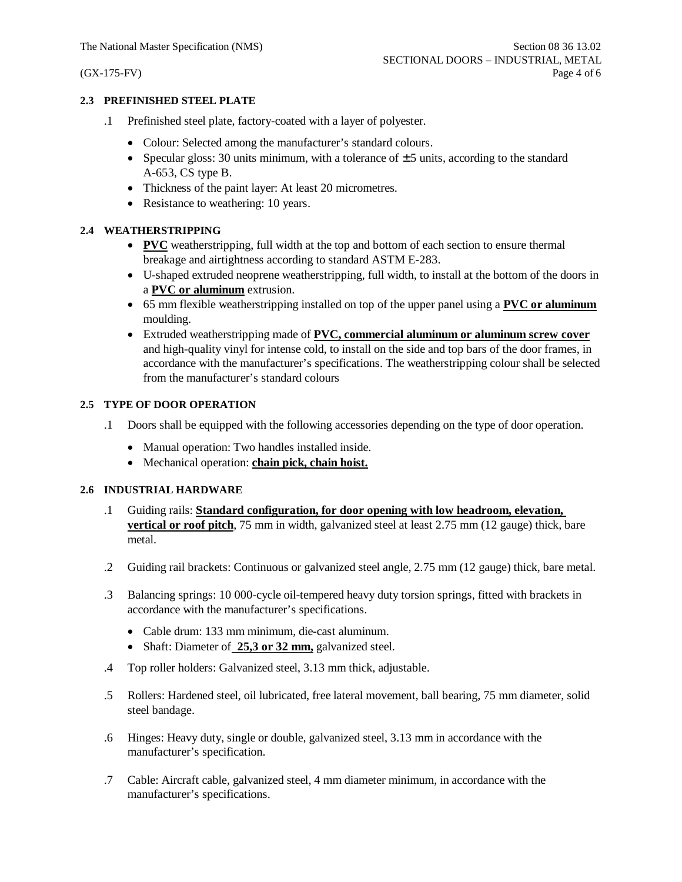### 2.3 PREFINISHED STEEL PLATE

.1 Prefinished steel plate, factory-coated with a layer of polyester.

- Colour: Selected among the manufacturer's standard colours.
- Specular gloss: 30 units minimum, with a tolerance of ±5 units, according to the standard A-653, CS type B.
- Thickness of the paint layer: At least 20 micrometres.
- Resistance to weathering: 10 years.

### 2.4 WEATHERSTRIPPING

- **PVC** weatherstripping, full width at the top and bottom of each section to ensure thermal breakage and airtightness according to standard ASTM E-283.
- U-shaped extruded neoprene weatherstripping, full width, to install at the bottom of the doors in a **PVC or aluminum** extrusion.
- 65 mm flexible weatherstripping installed on top of the upper panel using a **PVC or aluminum** moulding.
- Extruded weatherstripping made of **PVC, commercial aluminum or aluminum screw cover** and high-quality vinyl for intense cold, to install on the side and top bars of the door frames, in accordance with the manufacturer's specifications. The weatherstripping colour shall be selected from the manufacturer's standard colours

### 2.5 TYPE OF DOOR OPERATION

.1 Doors shall be equipped with the following accessories depending on the type of door operation.

- Manual operation: Two handles installed inside.
- Mechanical operation: **chain pick, chain hoist.**

### 2.6 INDUSTRIAL HARDWARE

.1 Guiding rails: **Standard configuration, for door opening with low headroom, elevation, vertical or roof pitch**, 75 mm in width, galvanized steel at least 2.75 mm (12 gauge) thick, bare metal.

.2 Guiding rail brackets: Continuous or galvanized steel angle, 2.75 mm (12 gauge) thick, bare metal.

.3 Balancing springs: 10 000-cycle oil-tempered heavy duty torsion springs, fitted with brackets in accordance with the manufacturer's specifications.

- Cable drum: 133 mm minimum, die-cast aluminum.
- Shaft: Diameter of **25,3 or 32 mm,** galvanized steel.

.4 Top roller holders: Galvanized steel, 3.13 mm thick, adjustable.

.5 Rollers: Hardened steel, oil lubricated, free lateral movement, ball bearing, 75 mm diameter, solid steel bandage.

.6 Hinges: Heavy duty, single or double, galvanized steel, 3.13 mm in accordance with the manufacturer's specification.

.7 Cable: Aircraft cable, galvanized steel, 4 mm diameter minimum, in accordance with the manufacturer's specifications.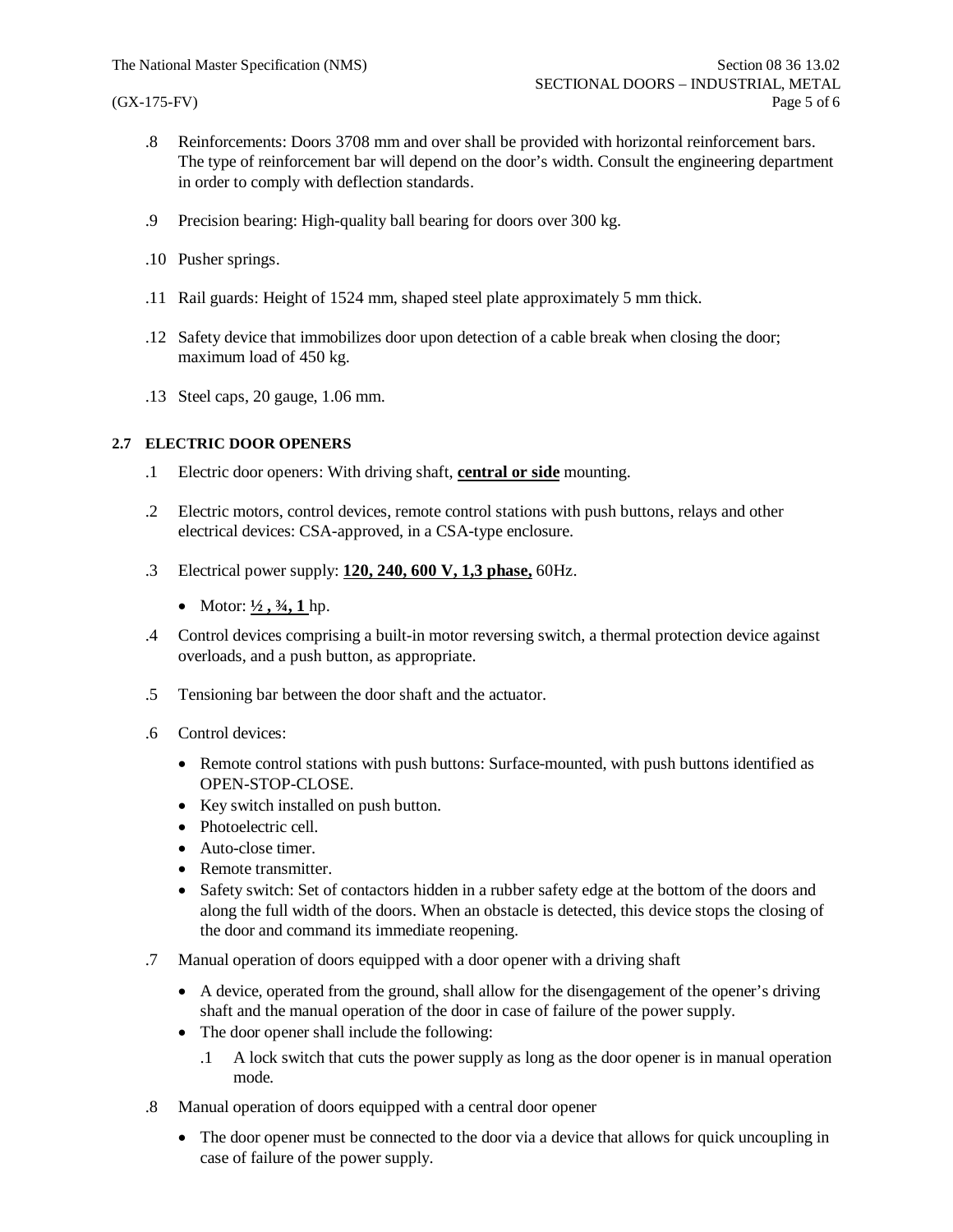.8 Reinforcements: Doors 3708 mm and over shall be provided with horizontal reinforcement bars. The type of reinforcement bar will depend on the door's width. Consult the engineering department in order to comply with deflection standards.

.9 Precision bearing: High-quality ball bearing for doors over 300 kg.

.10 Pusher springs.

.11 Rail guards: Height of 1524 mm, shaped steel plate approximately 5 mm thick.

.12 Safety device that immobilizes door upon detection of a cable break when closing the door; maximum load of 450 kg.

.13 Steel caps, 20 gauge, 1.06 mm.

### 2.7 ELECTRIC DOOR OPENERS

.1 Electric door openers: With driving shaft, **central or side** mounting.

.2 Electric motors, control devices, remote control stations with push buttons, relays and other electrical devices: CSA-approved, in a CSA-type enclosure.

.3 Electrical power supply: **120, 240, 600 V, 1,3 phase,** 60Hz.

- Motor: **½ , ¾, 1** hp.

.4 Control devices comprising a built-in motor reversing switch, a thermal protection device against overloads, and a push button, as appropriate.

.5 Tensioning bar between the door shaft and the actuator.

.6 Control devices:

- Remote control stations with push buttons: Surface-mounted, with push buttons identified as OPEN-STOP-CLOSE.
- Key switch installed on push button.
- Photoelectric cell.
- Auto-close timer.
- Remote transmitter.
- Safety switch: Set of contactors hidden in a rubber safety edge at the bottom of the doors and along the full width of the doors. When an obstacle is detected, this device stops the closing of the door and command its immediate reopening.

.7 Manual operation of doors equipped with a door opener with a driving shaft

- A device, operated from the ground, shall allow for the disengagement of the opener's driving shaft and the manual operation of the door in case of failure of the power supply.
- The door opener shall include the following:
  - .1 A lock switch that cuts the power supply as long as the door opener is in manual operation mode.

.8 Manual operation of doors equipped with a central door opener

- The door opener must be connected to the door via a device that allows for quick uncoupling in case of failure of the power supply.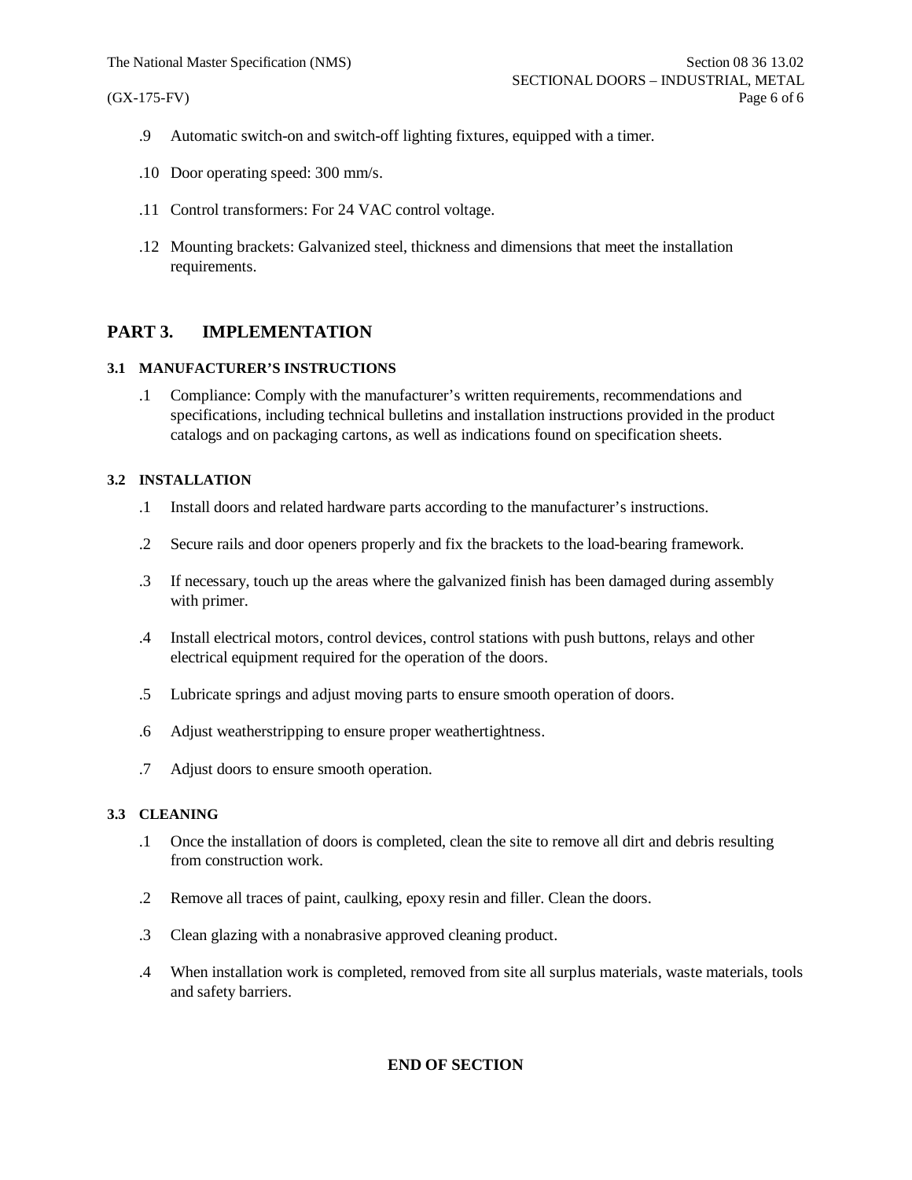.9 Automatic switch-on and switch-off lighting fixtures, equipped with a timer.

.10 Door operating speed: 300 mm/s.

.11 Control transformers: For 24 VAC control voltage.

.12 Mounting brackets: Galvanized steel, thickness and dimensions that meet the installation requirements.

## PART 3. IMPLEMENTATION

### 3.1 MANUFACTURER'S INSTRUCTIONS

.1 Compliance: Comply with the manufacturer's written requirements, recommendations and specifications, including technical bulletins and installation instructions provided in the product catalogs and on packaging cartons, as well as indications found on specification sheets.

### 3.2 INSTALLATION

.1 Install doors and related hardware parts according to the manufacturer's instructions.

.2 Secure rails and door openers properly and fix the brackets to the load-bearing framework.

.3 If necessary, touch up the areas where the galvanized finish has been damaged during assembly with primer.

.4 Install electrical motors, control devices, control stations with push buttons, relays and other electrical equipment required for the operation of the doors.

.5 Lubricate springs and adjust moving parts to ensure smooth operation of doors.

.6 Adjust weatherstripping to ensure proper weathertightness.

.7 Adjust doors to ensure smooth operation.

### 3.3 CLEANING

.1 Once the installation of doors is completed, clean the site to remove all dirt and debris resulting from construction work.

.2 Remove all traces of paint, caulking, epoxy resin and filler. Clean the doors.

.3 Clean glazing with a nonabrasive approved cleaning product.

.4 When installation work is completed, removed from site all surplus materials, waste materials, tools and safety barriers.

**END OF SECTION**